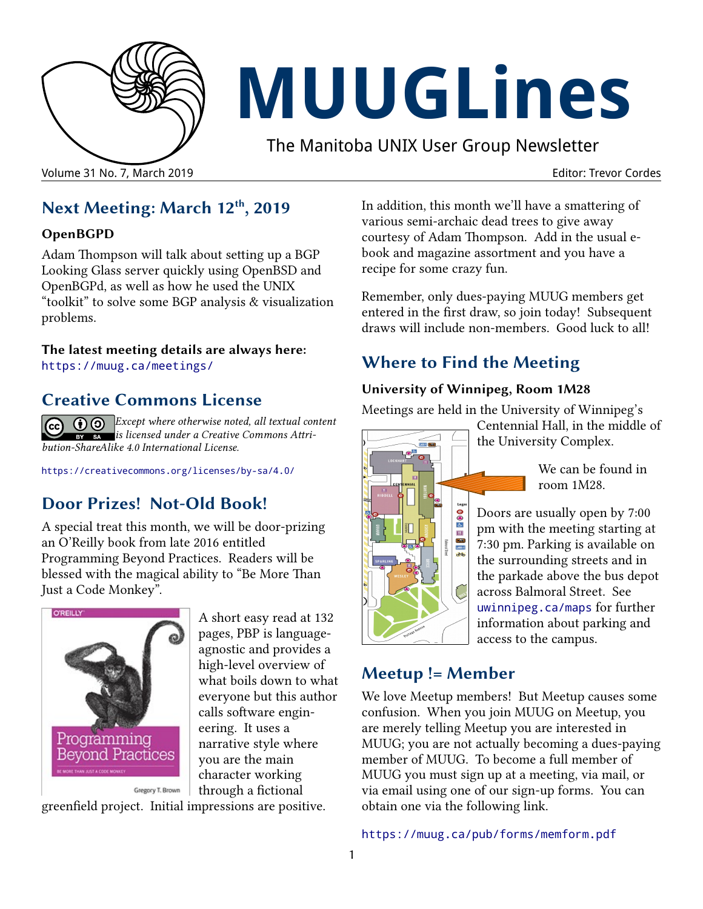# MUUGLines

The Manitoba UNIX User Group Newsletter

Volume 31 No. 7, March 2019 Editor: Trevor Cordes

## Next Meeting: March 12th, 2019

### OpenBGPD

Adam Thompson will talk about setting up a BGP Looking Glass server quickly using OpenBSD and OpenBGPd, as well as how he used the UNIX "toolkit" to solve some BGP analysis & visualization problems.

**The latest meeting details are always here:**
https://muug.ca/meetings/

## Creative Commons License

*Except where otherwise noted, all textual content is licensed under a Creative Commons Attribution-ShareAlike 4.0 International License.*

https://creativecommons.org/licenses/by-sa/4.0/

## Door Prizes! Not-Old Book!

A special treat this month, we will be door-prizing an O'Reilly book from late 2016 entitled Programming Beyond Practices. Readers will be blessed with the magical ability to "Be More Than Just a Code Monkey".

A short easy read at 132 pages, PBP is language-agnostic and provides a high-level overview of what boils down to what everyone but this author calls software engineering. It uses a narrative style where you are the main character working through a fictional greenfield project. Initial impressions are positive.

In addition, this month we'll have a smattering of various semi-archaic dead trees to give away courtesy of Adam Thompson. Add in the usual e-book and magazine assortment and you have a recipe for some crazy fun.

Remember, only dues-paying MUUG members get entered in the first draw, so join today! Subsequent draws will include non-members. Good luck to all!

## Where to Find the Meeting

### University of Winnipeg, Room 1M28

Meetings are held in the University of Winnipeg's Centennial Hall, in the middle of the University Complex.

We can be found in room 1M28.

Doors are usually open by 7:00 pm with the meeting starting at 7:30 pm. Parking is available on the surrounding streets and in the parkade above the bus depot across Balmoral Street. See uwinnipeg.ca/maps for further information about parking and access to the campus.

## Meetup != Member

We love Meetup members! But Meetup causes some confusion. When you join MUUG on Meetup, you are merely telling Meetup you are interested in MUUG; you are not actually becoming a dues-paying member of MUUG. To become a full member of MUUG you must sign up at a meeting, via mail, or via email using one of our sign-up forms. You can obtain one via the following link.

https://muug.ca/pub/forms/memform.pdf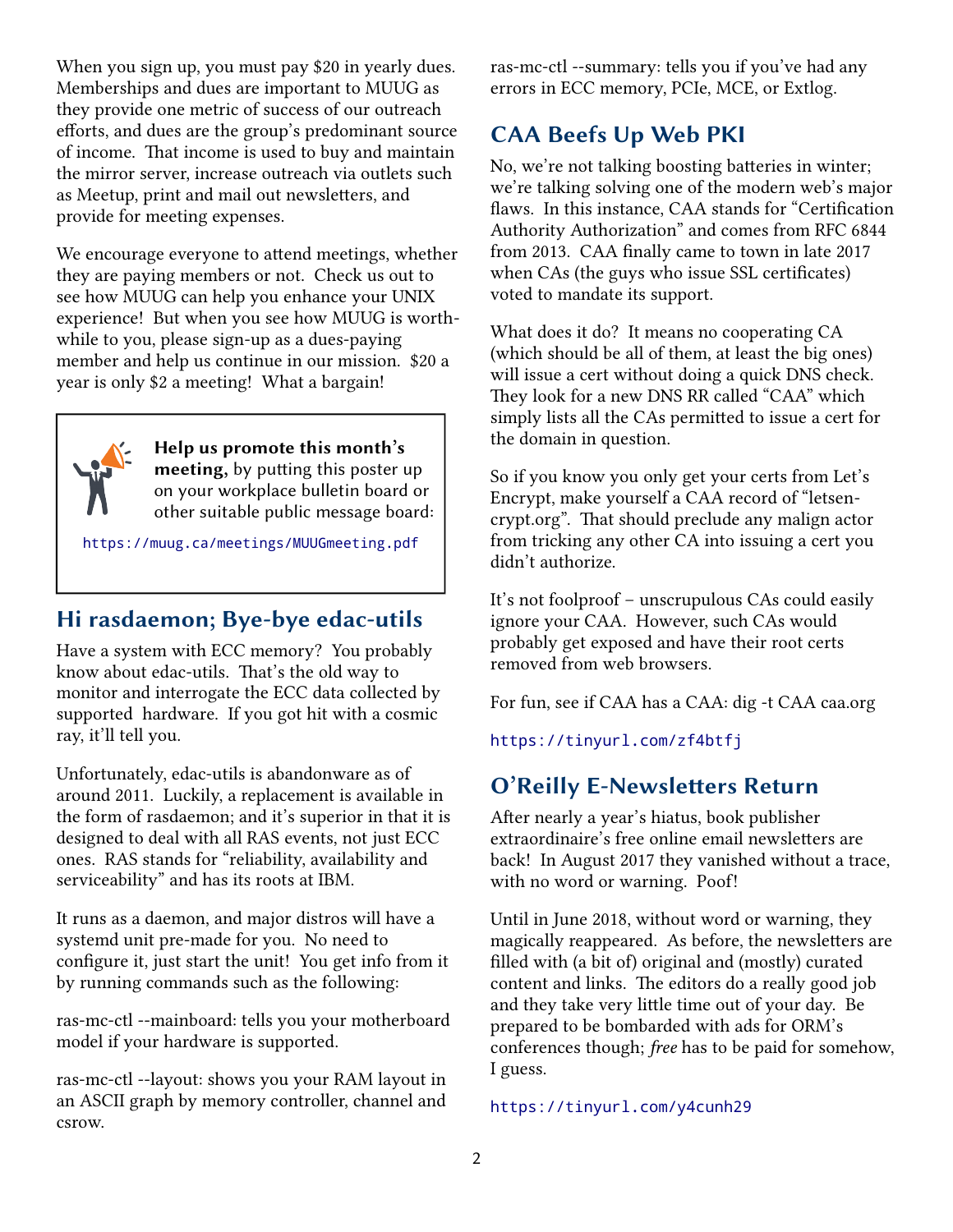When you sign up, you must pay $20 in yearly dues. Memberships and dues are important to MUUG as they provide one metric of success of our outreach efforts, and dues are the group's predominant source of income. That income is used to buy and maintain the mirror server, increase outreach via outlets such as Meetup, print and mail out newsletters, and provide for meeting expenses.

We encourage everyone to attend meetings, whether they are paying members or not. Check us out to see how MUUG can help you enhance your UNIX experience! But when you see how MUUG is worthwhile to you, please sign-up as a dues-paying member and help us continue in our mission. $20 a year is only $2 a meeting! What a bargain!

**Help us promote this month's meeting,** by putting this poster up on your workplace bulletin board or other suitable public message board:

https://muug.ca/meetings/MUUGmeeting.pdf

## Hi rasdaemon; Bye-bye edac-utils

Have a system with ECC memory? You probably know about edac-utils. That's the old way to monitor and interrogate the ECC data collected by supported hardware. If you got hit with a cosmic ray, it'll tell you.

Unfortunately, edac-utils is abandonware as of around 2011. Luckily, a replacement is available in the form of rasdaemon; and it's superior in that it is designed to deal with all RAS events, not just ECC ones. RAS stands for "reliability, availability and serviceability" and has its roots at IBM.

It runs as a daemon, and major distros will have a systemd unit pre-made for you. No need to configure it, just start the unit! You get info from it by running commands such as the following:

ras-mc-ctl --mainboard: tells you your motherboard model if your hardware is supported.

ras-mc-ctl --layout: shows you your RAM layout in an ASCII graph by memory controller, channel and csrow.

ras-mc-ctl --summary: tells you if you've had any errors in ECC memory, PCIe, MCE, or Extlog.

## CAA Beefs Up Web PKI

No, we're not talking boosting batteries in winter; we're talking solving one of the modern web's major flaws. In this instance, CAA stands for "Certification Authority Authorization" and comes from RFC 6844 from 2013. CAA finally came to town in late 2017 when CAs (the guys who issue SSL certificates) voted to mandate its support.

What does it do? It means no cooperating CA (which should be all of them, at least the big ones) will issue a cert without doing a quick DNS check. They look for a new DNS RR called "CAA" which simply lists all the CAs permitted to issue a cert for the domain in question.

So if you know you only get your certs from Let's Encrypt, make yourself a CAA record of "letsencrypt.org". That should preclude any malign actor from tricking any other CA into issuing a cert you didn't authorize.

It's not foolproof – unscrupulous CAs could easily ignore your CAA. However, such CAs would probably get exposed and have their root certs removed from web browsers.

For fun, see if CAA has a CAA: dig -t CAA caa.org

https://tinyurl.com/zf4btfj

## O'Reilly E-Newsletters Return

After nearly a year's hiatus, book publisher extraordinaire's free online email newsletters are back! In August 2017 they vanished without a trace, with no word or warning. Poof!

Until in June 2018, without word or warning, they magically reappeared. As before, the newsletters are filled with (a bit of) original and (mostly) curated content and links. The editors do a really good job and they take very little time out of your day. Be prepared to be bombarded with ads for ORM's conferences though; *free* has to be paid for somehow, I guess.

https://tinyurl.com/y4cunh29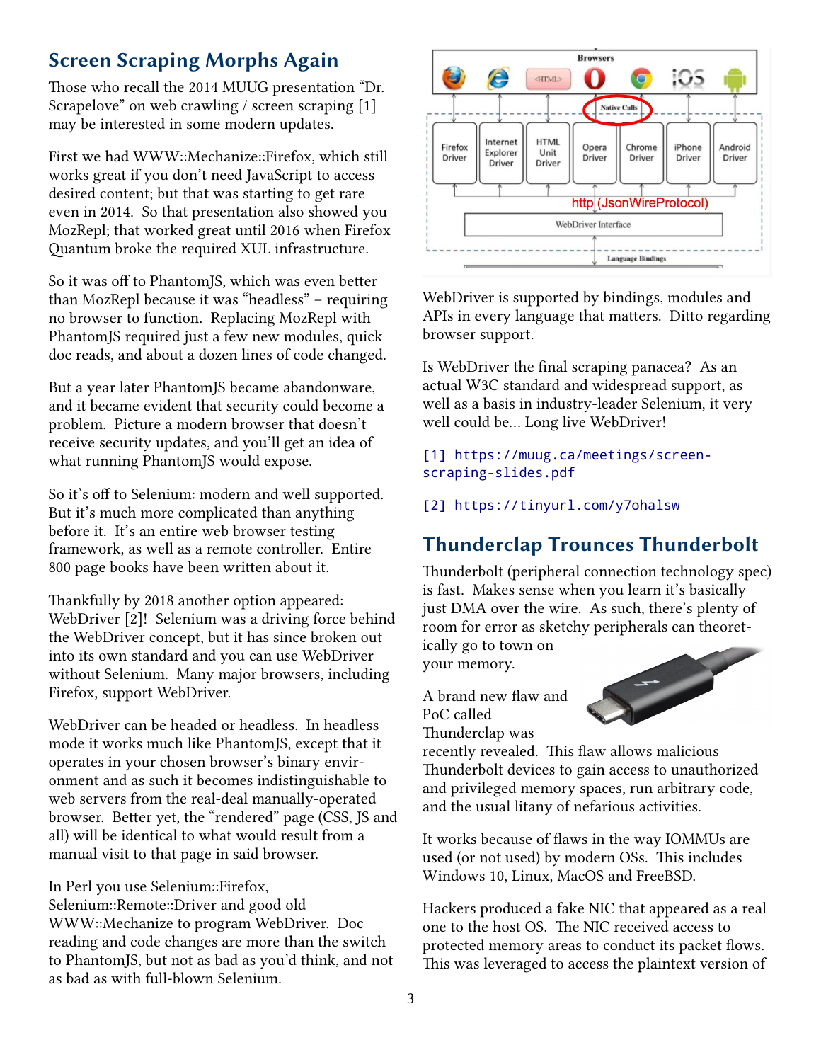## Screen Scraping Morphs Again

Those who recall the 2014 MUUG presentation "Dr. Scrapelove" on web crawling / screen scraping [1] may be interested in some modern updates.

First we had WWW::Mechanize::Firefox, which still works great if you don't need JavaScript to access desired content; but that was starting to get rare even in 2014. So that presentation also showed you MozRepl; that worked great until 2016 when Firefox Quantum broke the required XUL infrastructure.

So it was off to PhantomJS, which was even better than MozRepl because it was "headless" – requiring no browser to function. Replacing MozRepl with PhantomJS required just a few new modules, quick doc reads, and about a dozen lines of code changed.

But a year later PhantomJS became abandonware, and it became evident that security could become a problem. Picture a modern browser that doesn't receive security updates, and you'll get an idea of what running PhantomJS would expose.

So it's off to Selenium: modern and well supported. But it's much more complicated than anything before it. It's an entire web browser testing framework, as well as a remote controller. Entire 800 page books have been written about it.

Thankfully by 2018 another option appeared: WebDriver [2]! Selenium was a driving force behind the WebDriver concept, but it has since broken out into its own standard and you can use WebDriver without Selenium. Many major browsers, including Firefox, support WebDriver.

WebDriver can be headed or headless. In headless mode it works much like PhantomJS, except that it operates in your chosen browser's binary environment and as such it becomes indistinguishable to web servers from the real-deal manually-operated browser. Better yet, the "rendered" page (CSS, JS and all) will be identical to what would result from a manual visit to that page in said browser.

In Perl you use Selenium::Firefox, Selenium::Remote::Driver and good old WWW::Mechanize to program WebDriver. Doc reading and code changes are more than the switch to PhantomJS, but not as bad as you'd think, and not as bad as with full-blown Selenium.

WebDriver is supported by bindings, modules and APIs in every language that matters. Ditto regarding browser support.

Is WebDriver the final scraping panacea? As an actual W3C standard and widespread support, as well as a basis in industry-leader Selenium, it very well could be... Long live WebDriver!

[1] https://muug.ca/meetings/screen-scraping-slides.pdf

[2] https://tinyurl.com/y7ohalsw

## Thunderclap Trounces Thunderbolt

Thunderbolt (peripheral connection technology spec) is fast. Makes sense when you learn it's basically just DMA over the wire. As such, there's plenty of room for error as sketchy peripherals can theoretically go to town on your memory.

A brand new flaw and PoC called Thunderclap was recently revealed. This flaw allows malicious Thunderbolt devices to gain access to unauthorized and privileged memory spaces, run arbitrary code, and the usual litany of nefarious activities.

It works because of flaws in the way IOMMUs are used (or not used) by modern OSs. This includes Windows 10, Linux, MacOS and FreeBSD.

Hackers produced a fake NIC that appeared as a real one to the host OS. The NIC received access to protected memory areas to conduct its packet flows. This was leveraged to access the plaintext version of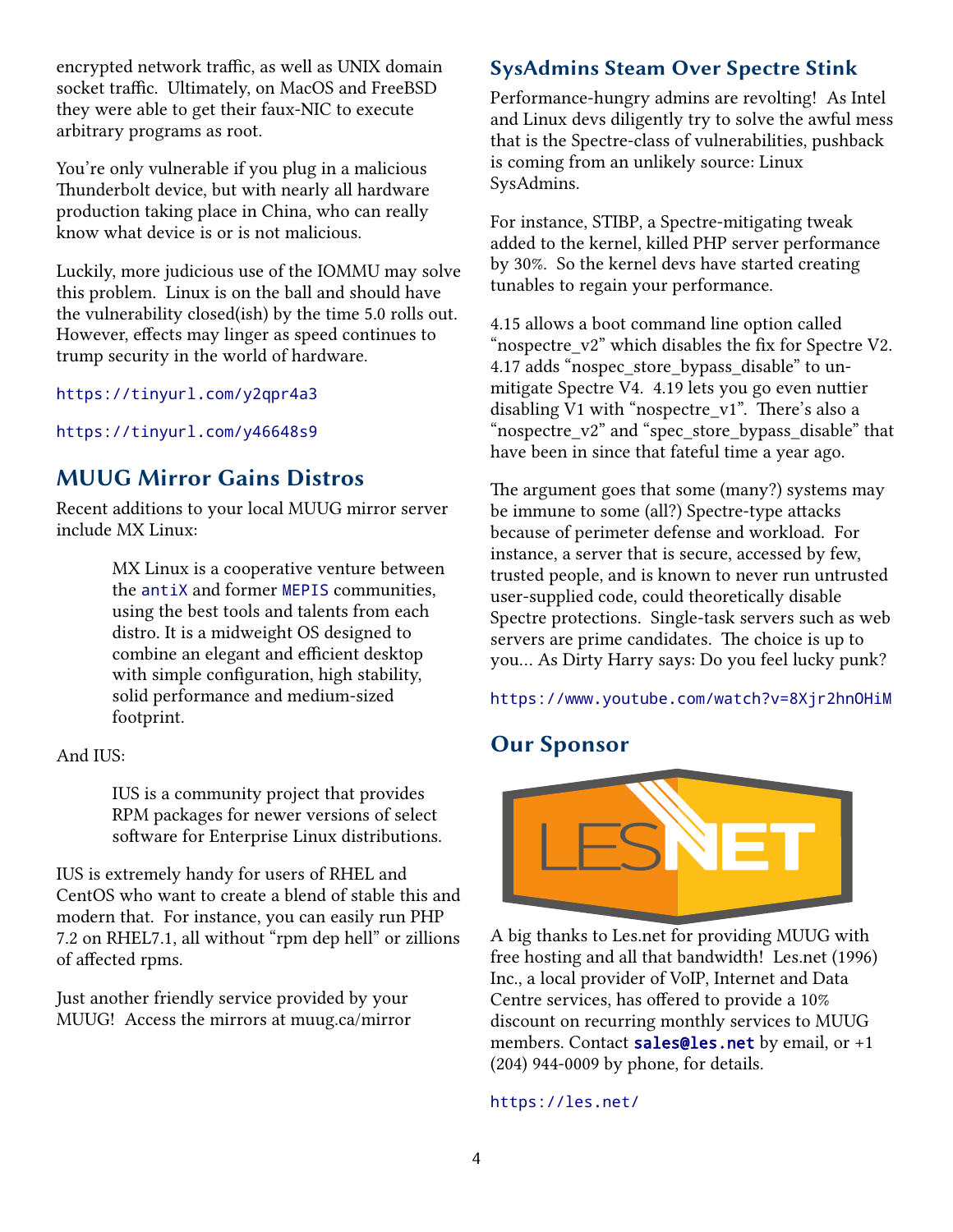encrypted network traffic, as well as UNIX domain socket traffic. Ultimately, on MacOS and FreeBSD they were able to get their faux-NIC to execute arbitrary programs as root.

You're only vulnerable if you plug in a malicious Thunderbolt device, but with nearly all hardware production taking place in China, who can really know what device is or is not malicious.

Luckily, more judicious use of the IOMMU may solve this problem. Linux is on the ball and should have the vulnerability closed(ish) by the time 5.0 rolls out. However, effects may linger as speed continues to trump security in the world of hardware.

https://tinyurl.com/y2qpr4a3

https://tinyurl.com/y46648s9

## MUUG Mirror Gains Distros

Recent additions to your local MUUG mirror server include MX Linux:

> MX Linux is a cooperative venture between the antiX and former MEPIS communities, using the best tools and talents from each distro. It is a midweight OS designed to combine an elegant and efficient desktop with simple configuration, high stability, solid performance and medium-sized footprint.

And IUS:

> IUS is a community project that provides RPM packages for newer versions of select software for Enterprise Linux distributions.

IUS is extremely handy for users of RHEL and CentOS who want to create a blend of stable this and modern that. For instance, you can easily run PHP 7.2 on RHEL7.1, all without "rpm dep hell" or zillions of affected rpms.

Just another friendly service provided by your MUUG! Access the mirrors at muug.ca/mirror

## SysAdmins Steam Over Spectre Stink

Performance-hungry admins are revolting! As Intel and Linux devs diligently try to solve the awful mess that is the Spectre-class of vulnerabilities, pushback is coming from an unlikely source: Linux SysAdmins.

For instance, STIBP, a Spectre-mitigating tweak added to the kernel, killed PHP server performance by 30%. So the kernel devs have started creating tunables to regain your performance.

4.15 allows a boot command line option called "nospectre_v2" which disables the fix for Spectre V2. 4.17 adds "nospec_store_bypass_disable" to un-mitigate Spectre V4. 4.19 lets you go even nuttier disabling V1 with "nospectre_v1". There's also a "nospectre_v2" and "spec_store_bypass_disable" that have been in since that fateful time a year ago.

The argument goes that some (many?) systems may be immune to some (all?) Spectre-type attacks because of perimeter defense and workload. For instance, a server that is secure, accessed by few, trusted people, and is known to never run untrusted user-supplied code, could theoretically disable Spectre protections. Single-task servers such as web servers are prime candidates. The choice is up to you... As Dirty Harry says: Do you feel lucky punk?

https://www.youtube.com/watch?v=8Xjr2hnOHiM

## Our Sponsor

LES NET

A big thanks to Les.net for providing MUUG with free hosting and all that bandwidth! Les.net (1996) Inc., a local provider of VoIP, Internet and Data Centre services, has offered to provide a 10% discount on recurring monthly services to MUUG members. Contact **sales@les.net** by email, or +1 (204) 944-0009 by phone, for details.

https://les.net/